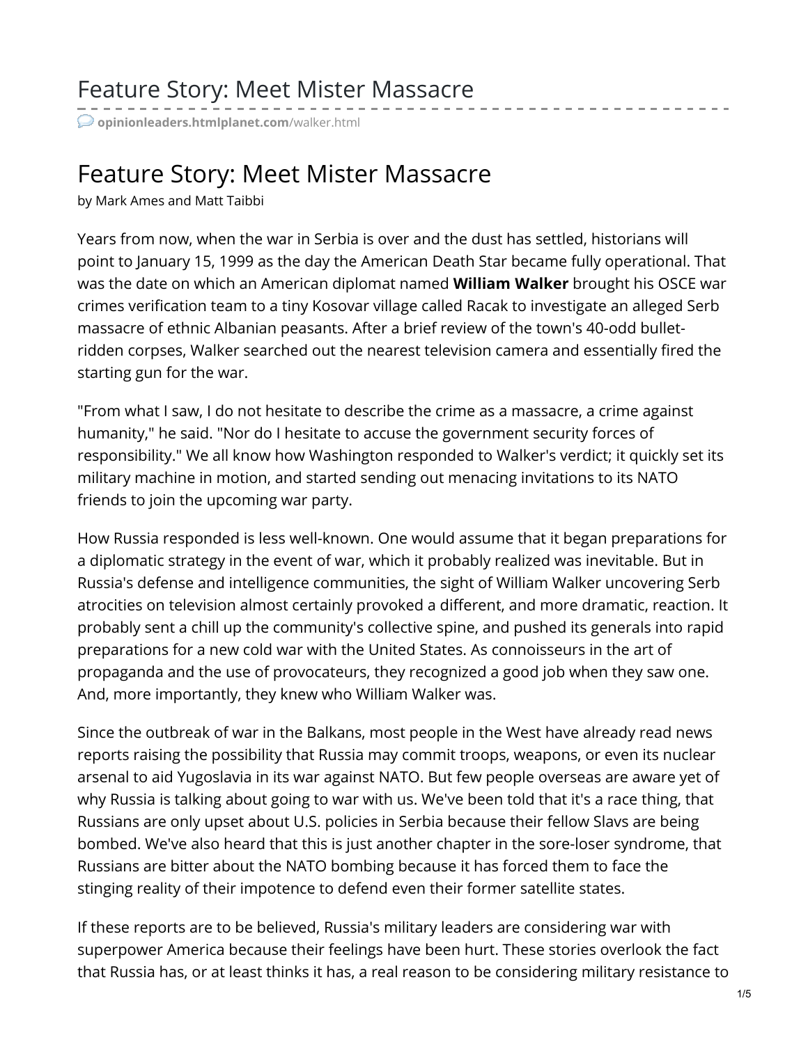# Feature Story: Meet Mister Massacre

opinionleaders.htmlplanet.com/walker.html

# Feature Story: Meet Mister Massacre

by Mark Ames and Matt Taibbi

Years from now, when the war in Serbia is over and the dust has settled, historians will point to January 15, 1999 as the day the American Death Star became fully operational. That was the date on which an American diplomat named **William Walker** brought his OSCE war crimes verification team to a tiny Kosovar village called Racak to investigate an alleged Serb massacre of ethnic Albanian peasants. After a brief review of the town's 40-odd bullet-ridden corpses, Walker searched out the nearest television camera and essentially fired the starting gun for the war.

"From what I saw, I do not hesitate to describe the crime as a massacre, a crime against humanity," he said. "Nor do I hesitate to accuse the government security forces of responsibility." We all know how Washington responded to Walker's verdict; it quickly set its military machine in motion, and started sending out menacing invitations to its NATO friends to join the upcoming war party.

How Russia responded is less well-known. One would assume that it began preparations for a diplomatic strategy in the event of war, which it probably realized was inevitable. But in Russia's defense and intelligence communities, the sight of William Walker uncovering Serb atrocities on television almost certainly provoked a different, and more dramatic, reaction. It probably sent a chill up the community's collective spine, and pushed its generals into rapid preparations for a new cold war with the United States. As connoisseurs in the art of propaganda and the use of provocateurs, they recognized a good job when they saw one. And, more importantly, they knew who William Walker was.

Since the outbreak of war in the Balkans, most people in the West have already read news reports raising the possibility that Russia may commit troops, weapons, or even its nuclear arsenal to aid Yugoslavia in its war against NATO. But few people overseas are aware yet of why Russia is talking about going to war with us. We've been told that it's a race thing, that Russians are only upset about U.S. policies in Serbia because their fellow Slavs are being bombed. We've also heard that this is just another chapter in the sore-loser syndrome, that Russians are bitter about the NATO bombing because it has forced them to face the stinging reality of their impotence to defend even their former satellite states.

If these reports are to be believed, Russia's military leaders are considering war with superpower America because their feelings have been hurt. These stories overlook the fact that Russia has, or at least thinks it has, a real reason to be considering military resistance to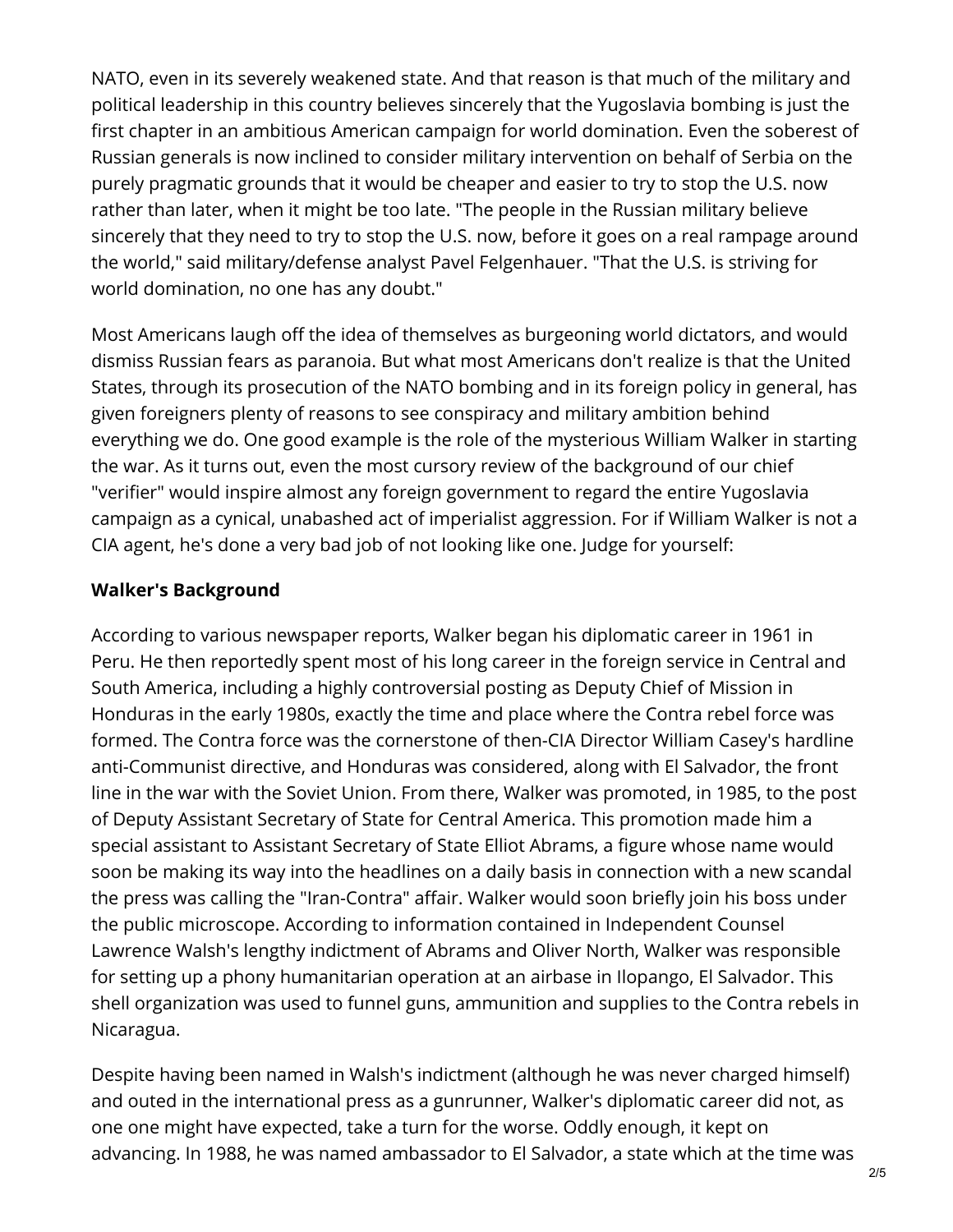NATO, even in its severely weakened state. And that reason is that much of the military and political leadership in this country believes sincerely that the Yugoslavia bombing is just the first chapter in an ambitious American campaign for world domination. Even the soberest of Russian generals is now inclined to consider military intervention on behalf of Serbia on the purely pragmatic grounds that it would be cheaper and easier to try to stop the U.S. now rather than later, when it might be too late. "The people in the Russian military believe sincerely that they need to try to stop the U.S. now, before it goes on a real rampage around the world," said military/defense analyst Pavel Felgenhauer. "That the U.S. is striving for world domination, no one has any doubt."

Most Americans laugh off the idea of themselves as burgeoning world dictators, and would dismiss Russian fears as paranoia. But what most Americans don't realize is that the United States, through its prosecution of the NATO bombing and in its foreign policy in general, has given foreigners plenty of reasons to see conspiracy and military ambition behind everything we do. One good example is the role of the mysterious William Walker in starting the war. As it turns out, even the most cursory review of the background of our chief "verifier" would inspire almost any foreign government to regard the entire Yugoslavia campaign as a cynical, unabashed act of imperialist aggression. For if William Walker is not a CIA agent, he's done a very bad job of not looking like one. Judge for yourself:

**Walker's Background**

According to various newspaper reports, Walker began his diplomatic career in 1961 in Peru. He then reportedly spent most of his long career in the foreign service in Central and South America, including a highly controversial posting as Deputy Chief of Mission in Honduras in the early 1980s, exactly the time and place where the Contra rebel force was formed. The Contra force was the cornerstone of then-CIA Director William Casey's hardline anti-Communist directive, and Honduras was considered, along with El Salvador, the front line in the war with the Soviet Union. From there, Walker was promoted, in 1985, to the post of Deputy Assistant Secretary of State for Central America. This promotion made him a special assistant to Assistant Secretary of State Elliot Abrams, a figure whose name would soon be making its way into the headlines on a daily basis in connection with a new scandal the press was calling the "Iran-Contra" affair. Walker would soon briefly join his boss under the public microscope. According to information contained in Independent Counsel Lawrence Walsh's lengthy indictment of Abrams and Oliver North, Walker was responsible for setting up a phony humanitarian operation at an airbase in Ilopango, El Salvador. This shell organization was used to funnel guns, ammunition and supplies to the Contra rebels in Nicaragua.

Despite having been named in Walsh's indictment (although he was never charged himself) and outed in the international press as a gunrunner, Walker's diplomatic career did not, as one one might have expected, take a turn for the worse. Oddly enough, it kept on advancing. In 1988, he was named ambassador to El Salvador, a state which at the time was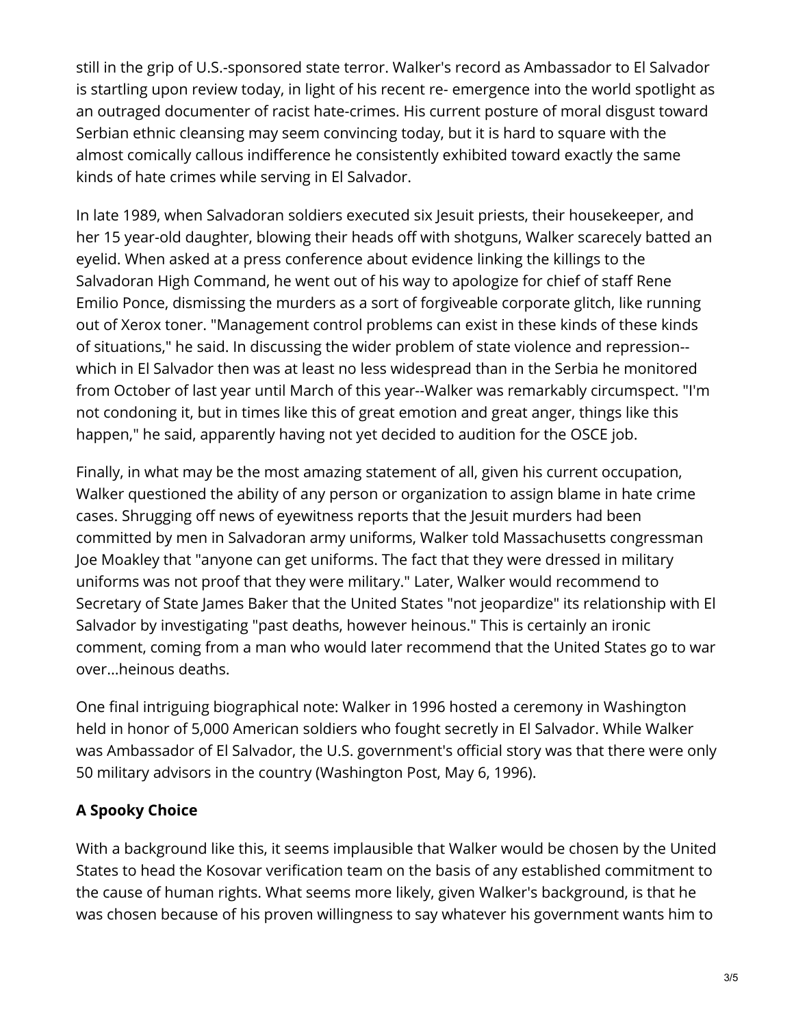still in the grip of U.S.-sponsored state terror. Walker's record as Ambassador to El Salvador is startling upon review today, in light of his recent re- emergence into the world spotlight as an outraged documenter of racist hate-crimes. His current posture of moral disgust toward Serbian ethnic cleansing may seem convincing today, but it is hard to square with the almost comically callous indifference he consistently exhibited toward exactly the same kinds of hate crimes while serving in El Salvador.

In late 1989, when Salvadoran soldiers executed six Jesuit priests, their housekeeper, and her 15 year-old daughter, blowing their heads off with shotguns, Walker scarecely batted an eyelid. When asked at a press conference about evidence linking the killings to the Salvadoran High Command, he went out of his way to apologize for chief of staff Rene Emilio Ponce, dismissing the murders as a sort of forgiveable corporate glitch, like running out of Xerox toner. "Management control problems can exist in these kinds of these kinds of situations," he said. In discussing the wider problem of state violence and repression--which in El Salvador then was at least no less widespread than in the Serbia he monitored from October of last year until March of this year--Walker was remarkably circumspect. "I'm not condoning it, but in times like this of great emotion and great anger, things like this happen," he said, apparently having not yet decided to audition for the OSCE job.

Finally, in what may be the most amazing statement of all, given his current occupation, Walker questioned the ability of any person or organization to assign blame in hate crime cases. Shrugging off news of eyewitness reports that the Jesuit murders had been committed by men in Salvadoran army uniforms, Walker told Massachusetts congressman Joe Moakley that "anyone can get uniforms. The fact that they were dressed in military uniforms was not proof that they were military." Later, Walker would recommend to Secretary of State James Baker that the United States "not jeopardize" its relationship with El Salvador by investigating "past deaths, however heinous." This is certainly an ironic comment, coming from a man who would later recommend that the United States go to war over...heinous deaths.

One final intriguing biographical note: Walker in 1996 hosted a ceremony in Washington held in honor of 5,000 American soldiers who fought secretly in El Salvador. While Walker was Ambassador of El Salvador, the U.S. government's official story was that there were only 50 military advisors in the country (Washington Post, May 6, 1996).

**A Spooky Choice**

With a background like this, it seems implausible that Walker would be chosen by the United States to head the Kosovar verification team on the basis of any established commitment to the cause of human rights. What seems more likely, given Walker's background, is that he was chosen because of his proven willingness to say whatever his government wants him to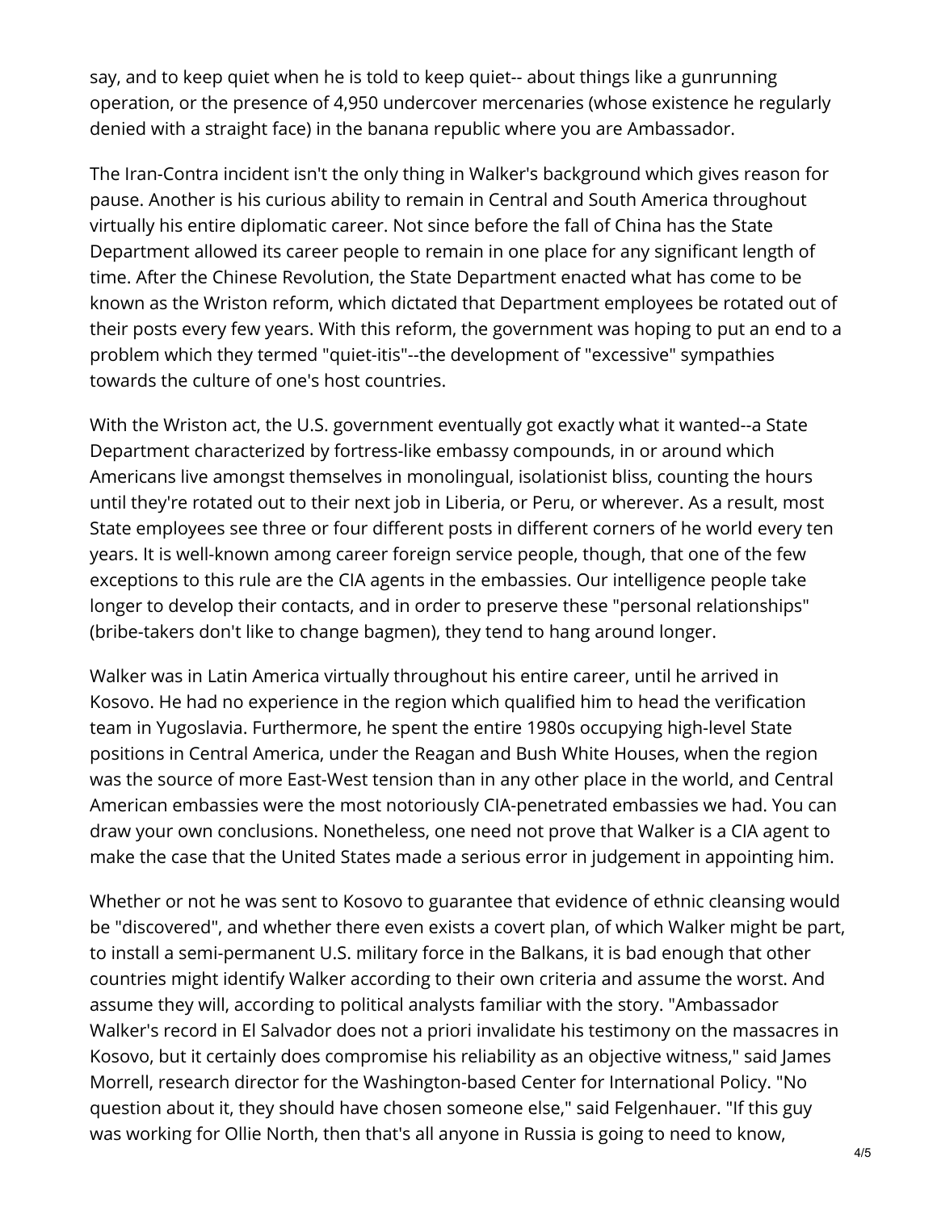say, and to keep quiet when he is told to keep quiet-- about things like a gunrunning operation, or the presence of 4,950 undercover mercenaries (whose existence he regularly denied with a straight face) in the banana republic where you are Ambassador.

The Iran-Contra incident isn't the only thing in Walker's background which gives reason for pause. Another is his curious ability to remain in Central and South America throughout virtually his entire diplomatic career. Not since before the fall of China has the State Department allowed its career people to remain in one place for any significant length of time. After the Chinese Revolution, the State Department enacted what has come to be known as the Wriston reform, which dictated that Department employees be rotated out of their posts every few years. With this reform, the government was hoping to put an end to a problem which they termed "quiet-itis"--the development of "excessive" sympathies towards the culture of one's host countries.

With the Wriston act, the U.S. government eventually got exactly what it wanted--a State Department characterized by fortress-like embassy compounds, in or around which Americans live amongst themselves in monolingual, isolationist bliss, counting the hours until they're rotated out to their next job in Liberia, or Peru, or wherever. As a result, most State employees see three or four different posts in different corners of he world every ten years. It is well-known among career foreign service people, though, that one of the few exceptions to this rule are the CIA agents in the embassies. Our intelligence people take longer to develop their contacts, and in order to preserve these "personal relationships" (bribe-takers don't like to change bagmen), they tend to hang around longer.

Walker was in Latin America virtually throughout his entire career, until he arrived in Kosovo. He had no experience in the region which qualified him to head the verification team in Yugoslavia. Furthermore, he spent the entire 1980s occupying high-level State positions in Central America, under the Reagan and Bush White Houses, when the region was the source of more East-West tension than in any other place in the world, and Central American embassies were the most notoriously CIA-penetrated embassies we had. You can draw your own conclusions. Nonetheless, one need not prove that Walker is a CIA agent to make the case that the United States made a serious error in judgement in appointing him.

Whether or not he was sent to Kosovo to guarantee that evidence of ethnic cleansing would be "discovered", and whether there even exists a covert plan, of which Walker might be part, to install a semi-permanent U.S. military force in the Balkans, it is bad enough that other countries might identify Walker according to their own criteria and assume the worst. And assume they will, according to political analysts familiar with the story. "Ambassador Walker's record in El Salvador does not a priori invalidate his testimony on the massacres in Kosovo, but it certainly does compromise his reliability as an objective witness," said James Morrell, research director for the Washington-based Center for International Policy. "No question about it, they should have chosen someone else," said Felgenhauer. "If this guy was working for Ollie North, then that's all anyone in Russia is going to need to know,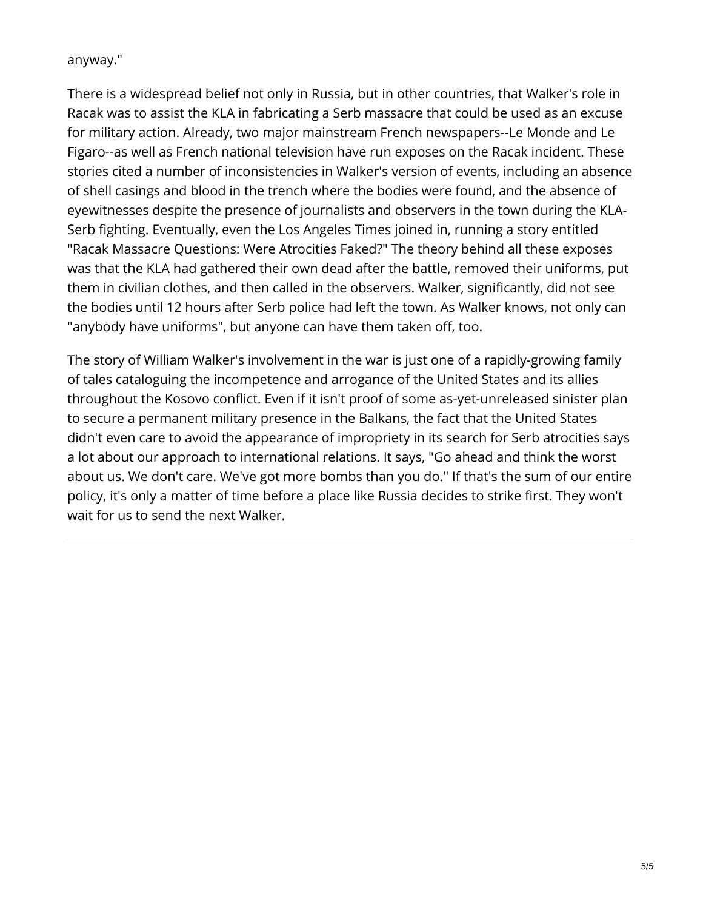anyway."

There is a widespread belief not only in Russia, but in other countries, that Walker's role in Racak was to assist the KLA in fabricating a Serb massacre that could be used as an excuse for military action. Already, two major mainstream French newspapers--Le Monde and Le Figaro--as well as French national television have run exposes on the Racak incident. These stories cited a number of inconsistencies in Walker's version of events, including an absence of shell casings and blood in the trench where the bodies were found, and the absence of eyewitnesses despite the presence of journalists and observers in the town during the KLA-Serb fighting. Eventually, even the Los Angeles Times joined in, running a story entitled "Racak Massacre Questions: Were Atrocities Faked?" The theory behind all these exposes was that the KLA had gathered their own dead after the battle, removed their uniforms, put them in civilian clothes, and then called in the observers. Walker, significantly, did not see the bodies until 12 hours after Serb police had left the town. As Walker knows, not only can "anybody have uniforms", but anyone can have them taken off, too.

The story of William Walker's involvement in the war is just one of a rapidly-growing family of tales cataloguing the incompetence and arrogance of the United States and its allies throughout the Kosovo conflict. Even if it isn't proof of some as-yet-unreleased sinister plan to secure a permanent military presence in the Balkans, the fact that the United States didn't even care to avoid the appearance of impropriety in its search for Serb atrocities says a lot about our approach to international relations. It says, "Go ahead and think the worst about us. We don't care. We've got more bombs than you do." If that's the sum of our entire policy, it's only a matter of time before a place like Russia decides to strike first. They won't wait for us to send the next Walker.